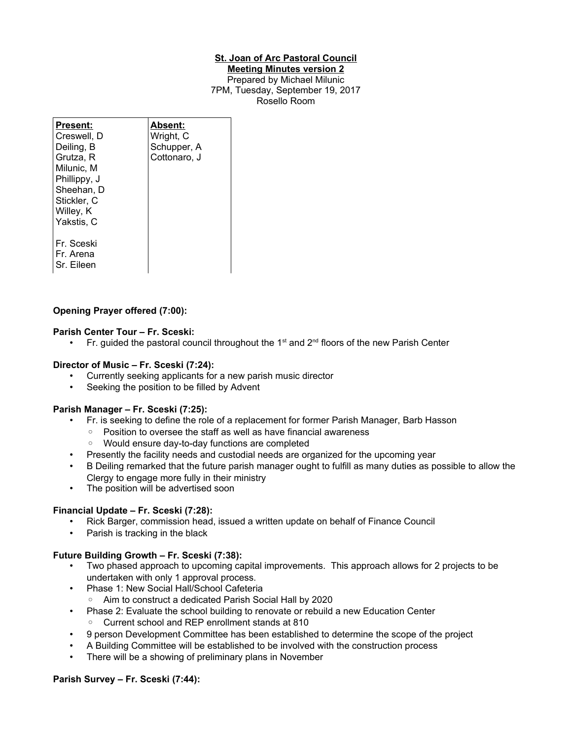**St. Joan of Arc Pastoral Council**
**Meeting Minutes version 2**
Prepared by Michael Milunic
7PM, Tuesday, September 19, 2017
Rosello Room

| Present: | Absent: |
|---|---|
| Creswell, D | Wright, C |
| Deiling, B | Schupper, A |
| Grutza, R | Cottonaro, J |
| Milunic, M | |
| Phillippy, J | |
| Sheehan, D | |
| Stickler, C | |
| Willey, K | |
| Yakstis, C | |
| | |
| Fr. Sceski | |
| Fr. Arena | |
| Sr. Eileen | |

**Opening Prayer offered (7:00):**

**Parish Center Tour – Fr. Sceski:**

- Fr. guided the pastoral council throughout the 1st and 2nd floors of the new Parish Center

**Director of Music – Fr. Sceski (7:24):**

- Currently seeking applicants for a new parish music director
- Seeking the position to be filled by Advent

**Parish Manager – Fr. Sceski (7:25):**

- Fr. is seeking to define the role of a replacement for former Parish Manager, Barb Hasson
  - Position to oversee the staff as well as have financial awareness
  - Would ensure day-to-day functions are completed
- Presently the facility needs and custodial needs are organized for the upcoming year
- B Deiling remarked that the future parish manager ought to fulfill as many duties as possible to allow the Clergy to engage more fully in their ministry
- The position will be advertised soon

**Financial Update – Fr. Sceski (7:28):**

- Rick Barger, commission head, issued a written update on behalf of Finance Council
- Parish is tracking in the black

**Future Building Growth – Fr. Sceski (7:38):**

- Two phased approach to upcoming capital improvements. This approach allows for 2 projects to be undertaken with only 1 approval process.
- Phase 1: New Social Hall/School Cafeteria
  - Aim to construct a dedicated Parish Social Hall by 2020
- Phase 2: Evaluate the school building to renovate or rebuild a new Education Center
  - Current school and REP enrollment stands at 810
- 9 person Development Committee has been established to determine the scope of the project
- A Building Committee will be established to be involved with the construction process
- There will be a showing of preliminary plans in November

**Parish Survey – Fr. Sceski (7:44):**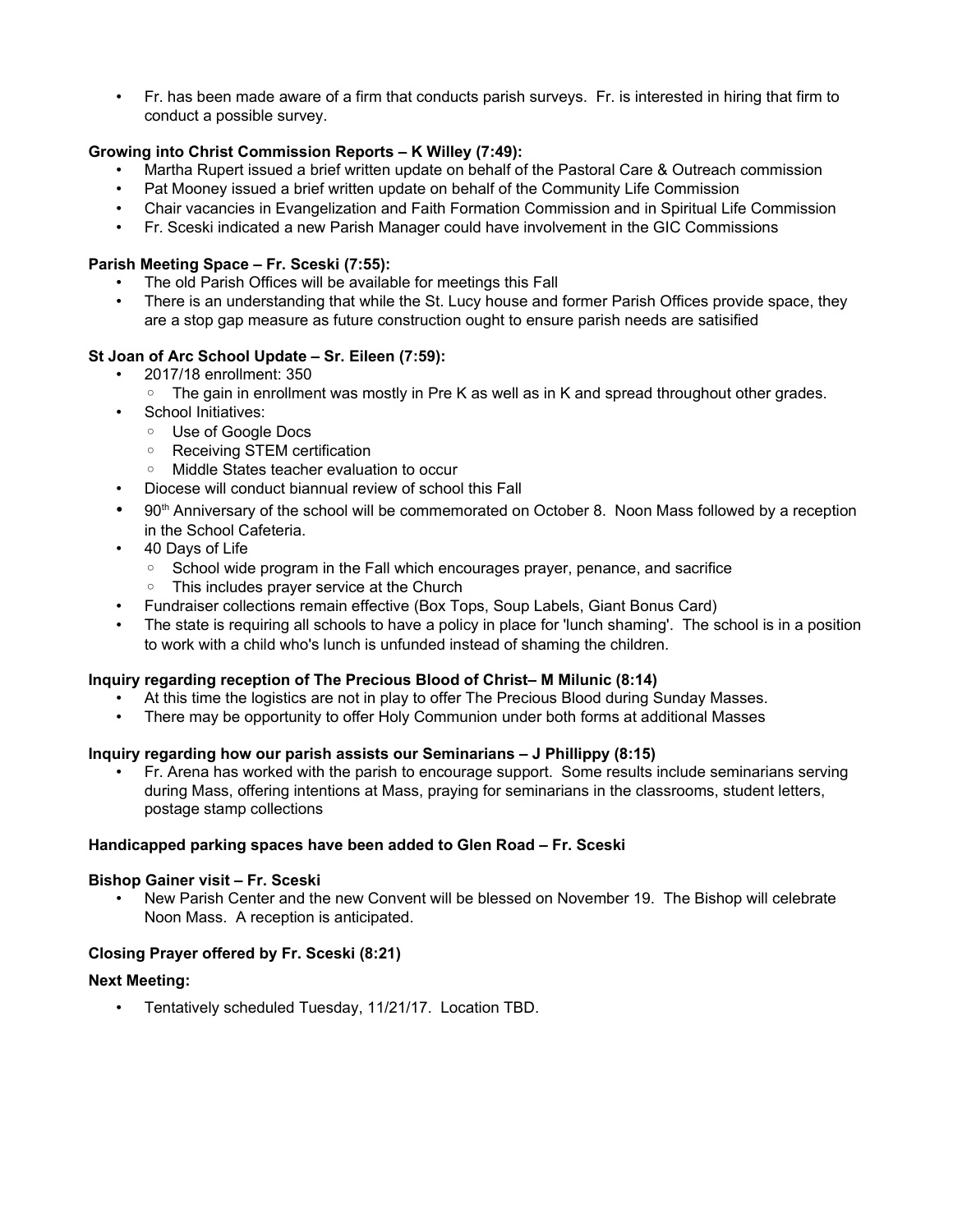- Fr. has been made aware of a firm that conducts parish surveys. Fr. is interested in hiring that firm to conduct a possible survey.

**Growing into Christ Commission Reports – K Willey (7:49):**

- Martha Rupert issued a brief written update on behalf of the Pastoral Care & Outreach commission
- Pat Mooney issued a brief written update on behalf of the Community Life Commission
- Chair vacancies in Evangelization and Faith Formation Commission and in Spiritual Life Commission
- Fr. Sceski indicated a new Parish Manager could have involvement in the GIC Commissions

**Parish Meeting Space – Fr. Sceski (7:55):**

- The old Parish Offices will be available for meetings this Fall
- There is an understanding that while the St. Lucy house and former Parish Offices provide space, they are a stop gap measure as future construction ought to ensure parish needs are satisified

**St Joan of Arc School Update – Sr. Eileen (7:59):**

- 2017/18 enrollment: 350
  - The gain in enrollment was mostly in Pre K as well as in K and spread throughout other grades.
- School Initiatives:
  - Use of Google Docs
  - Receiving STEM certification
  - Middle States teacher evaluation to occur
- Diocese will conduct biannual review of school this Fall
- 90th Anniversary of the school will be commemorated on October 8. Noon Mass followed by a reception in the School Cafeteria.
- 40 Days of Life
  - School wide program in the Fall which encourages prayer, penance, and sacrifice
  - This includes prayer service at the Church
- Fundraiser collections remain effective (Box Tops, Soup Labels, Giant Bonus Card)
- The state is requiring all schools to have a policy in place for 'lunch shaming'. The school is in a position to work with a child who's lunch is unfunded instead of shaming the children.

**Inquiry regarding reception of The Precious Blood of Christ– M Milunic (8:14)**

- At this time the logistics are not in play to offer The Precious Blood during Sunday Masses.
- There may be opportunity to offer Holy Communion under both forms at additional Masses

**Inquiry regarding how our parish assists our Seminarians – J Phillippy (8:15)**

- Fr. Arena has worked with the parish to encourage support. Some results include seminarians serving during Mass, offering intentions at Mass, praying for seminarians in the classrooms, student letters, postage stamp collections

**Handicapped parking spaces have been added to Glen Road – Fr. Sceski**

**Bishop Gainer visit – Fr. Sceski**

- New Parish Center and the new Convent will be blessed on November 19. The Bishop will celebrate Noon Mass. A reception is anticipated.

**Closing Prayer offered by Fr. Sceski (8:21)**

**Next Meeting:**

- Tentatively scheduled Tuesday, 11/21/17. Location TBD.